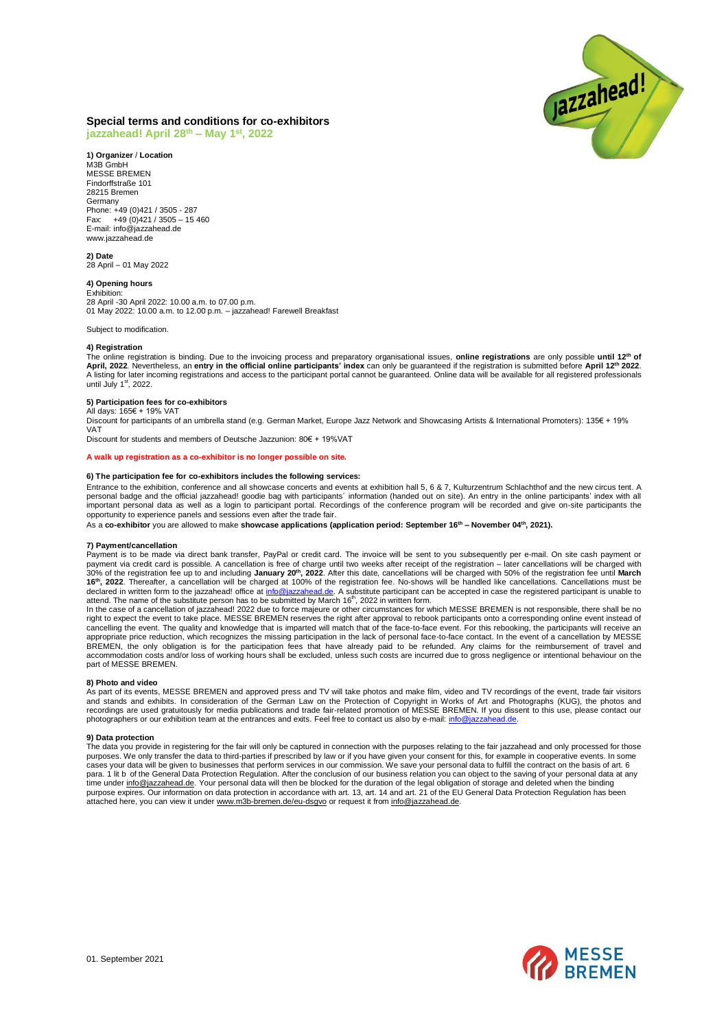# Special terms and conditions for co-exhibitors

**jazzahead! April 28th – May 1st, 2022**

**1) Organizer / Location**
M3B GmbH
MESSE BREMEN
Findorffstraße 101
28215 Bremen
Germany
Phone: +49 (0)421 / 3505 - 287
Fax: +49 (0)421 / 3505 – 15 460
E-mail: info@jazzahead.de
www.jazzahead.de

**2) Date**
28 April – 01 May 2022

**4) Opening hours**
Exhibition:
28 April -30 April 2022: 10.00 a.m. to 07.00 p.m.
01 May 2022: 10.00 a.m. to 12.00 p.m. – jazzahead! Farewell Breakfast

Subject to modification.

**4) Registration**
The online registration is binding. Due to the invoicing process and preparatory organisational issues, **online registrations** are only possible **until 12th of April, 2022**. Nevertheless, an **entry in the official online participants' index** can only be guaranteed if the registration is submitted before **April 12th 2022**. A listing for later incoming registrations and access to the participant portal cannot be guaranteed. Online data will be available for all registered professionals until July 1st, 2022.

**5) Participation fees for co-exhibitors**
All days: 165€ + 19% VAT
Discount for participants of an umbrella stand (e.g. German Market, Europe Jazz Network and Showcasing Artists & International Promoters): 135€ + 19% VAT
Discount for students and members of Deutsche Jazzunion: 80€ + 19%VAT

**A walk up registration as a co-exhibitor is no longer possible on site.**

**6) The participation fee for co-exhibitors includes the following services:**
Entrance to the exhibition, conference and all showcase concerts and events at exhibition hall 5, 6 & 7, Kulturzentrum Schlachthof and the new circus tent. A personal badge and the official jazzahead! goodie bag with participants´ information (handed out on site). An entry in the online participants' index with all important personal data as well as a login to participant portal. Recordings of the conference program will be recorded and give on-site participants the opportunity to experience panels and sessions even after the trade fair.
As a **co-exhibitor** you are allowed to make **showcase applications (application period: September 16th – November 04th, 2021).**

**7) Payment/cancellation**
Payment is to be made via direct bank transfer, PayPal or credit card. The invoice will be sent to you subsequently per e-mail. On site cash payment or payment via credit card is possible. A cancellation is free of charge until two weeks after receipt of the registration – later cancellations will be charged with 30% of the registration fee up to and including **January 20th, 2022**. After this date, cancellations will be charged with 50% of the registration fee until **March 16th, 2022**. Thereafter, a cancellation will be charged at 100% of the registration fee. No-shows will be handled like cancellations. Cancellations must be declared in written form to the jazzahead! office at info@jazzahead.de. A substitute participant can be accepted in case the registered participant is unable to attend. The name of the substitute person has to be submitted by March 16th, 2022 in written form.
In the case of a cancellation of jazzahead! 2022 due to force majeure or other circumstances for which MESSE BREMEN is not responsible, there shall be no right to expect the event to take place. MESSE BREMEN reserves the right after approval to rebook participants onto a corresponding online event instead of cancelling the event. The quality and knowledge that is imparted will match that of the face-to-face event. For this rebooking, the participants will receive an appropriate price reduction, which recognizes the missing participation in the lack of personal face-to-face contact. In the event of a cancellation by MESSE BREMEN, the only obligation is for the participation fees that have already paid to be refunded. Any claims for the reimbursement of travel and accommodation costs and/or loss of working hours shall be excluded, unless such costs are incurred due to gross negligence or intentional behaviour on the part of MESSE BREMEN.

**8) Photo and video**
As part of its events, MESSE BREMEN and approved press and TV will take photos and make film, video and TV recordings of the event, trade fair visitors and stands and exhibits. In consideration of the German Law on the Protection of Copyright in Works of Art and Photographs (KUG), the photos and recordings are used gratuitously for media publications and trade fair-related promotion of MESSE BREMEN. If you dissent to this use, please contact our photographers or our exhibition team at the entrances and exits. Feel free to contact us also by e-mail: info@jazzahead.de.

**9) Data protection**
The data you provide in registering for the fair will only be captured in connection with the purposes relating to the fair jazzahead and only processed for those purposes. We only transfer the data to third-parties if prescribed by law or if you have given your consent for this, for example in cooperative events. In some cases your data will be given to businesses that perform services in our commission. We save your personal data to fulfill the contract on the basis of art. 6 para. 1 lit b of the General Data Protection Regulation. After the conclusion of our business relation you can object to the saving of your personal data at any time under info@jazzahead.de. Your personal data will then be blocked for the duration of the legal obligation of storage and deleted when the binding purpose expires. Our information on data protection in accordance with art. 13, art. 14 and art. 21 of the EU General Data Protection Regulation has been attached here, you can view it under www.m3b-bremen.de/eu-dsgvo or request it from info@jazzahead.de.

01. September 2021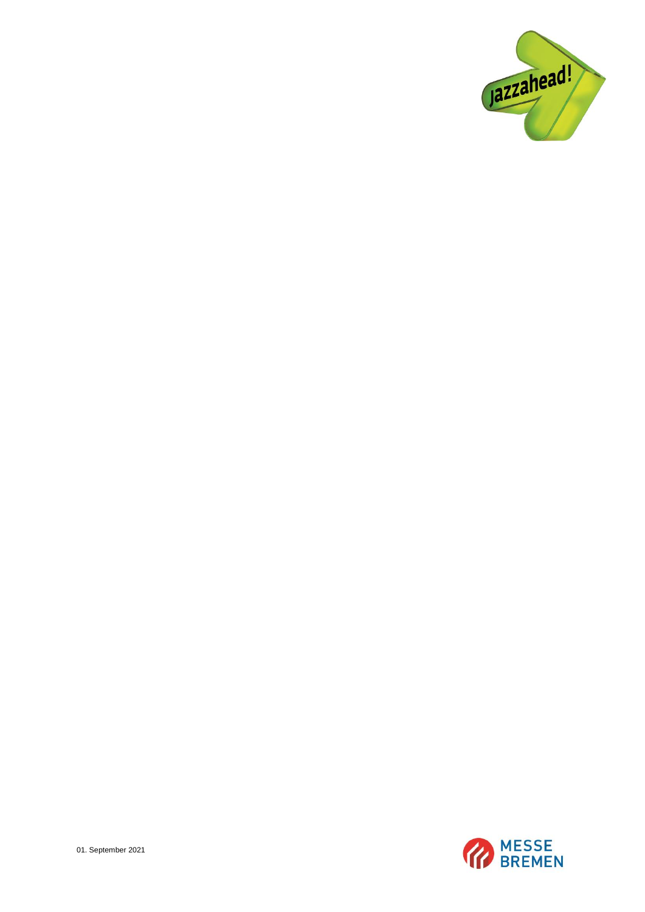01. September 2021